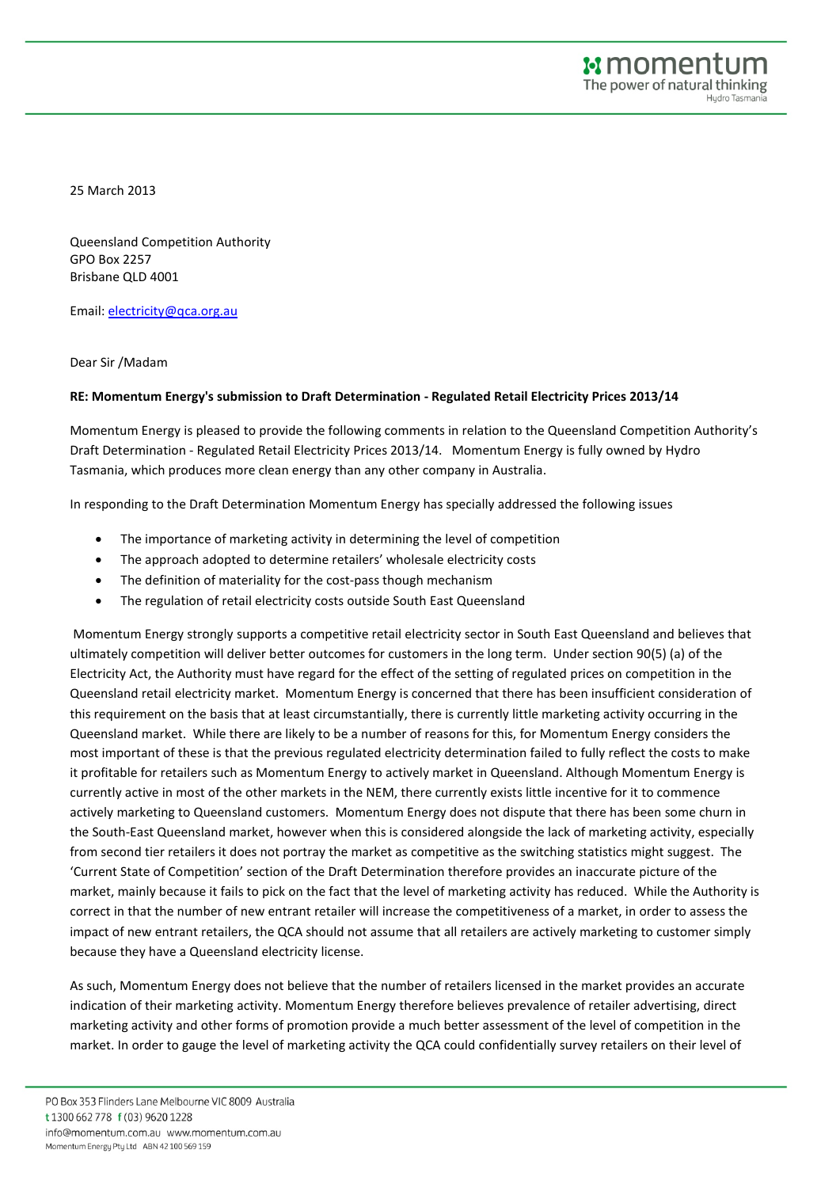25 March 2013

Queensland Competition Authority
GPO Box 2257
Brisbane QLD 4001

Email: electricity@qca.org.au

Dear Sir /Madam

**RE: Momentum Energy's submission to Draft Determination - Regulated Retail Electricity Prices 2013/14**

Momentum Energy is pleased to provide the following comments in relation to the Queensland Competition Authority's Draft Determination - Regulated Retail Electricity Prices 2013/14. Momentum Energy is fully owned by Hydro Tasmania, which produces more clean energy than any other company in Australia.

In responding to the Draft Determination Momentum Energy has specially addressed the following issues

- The importance of marketing activity in determining the level of competition
- The approach adopted to determine retailers' wholesale electricity costs
- The definition of materiality for the cost-pass though mechanism
- The regulation of retail electricity costs outside South East Queensland

Momentum Energy strongly supports a competitive retail electricity sector in South East Queensland and believes that ultimately competition will deliver better outcomes for customers in the long term. Under section 90(5) (a) of the Electricity Act, the Authority must have regard for the effect of the setting of regulated prices on competition in the Queensland retail electricity market. Momentum Energy is concerned that there has been insufficient consideration of this requirement on the basis that at least circumstantially, there is currently little marketing activity occurring in the Queensland market. While there are likely to be a number of reasons for this, for Momentum Energy considers the most important of these is that the previous regulated electricity determination failed to fully reflect the costs to make it profitable for retailers such as Momentum Energy to actively market in Queensland. Although Momentum Energy is currently active in most of the other markets in the NEM, there currently exists little incentive for it to commence actively marketing to Queensland customers. Momentum Energy does not dispute that there has been some churn in the South-East Queensland market, however when this is considered alongside the lack of marketing activity, especially from second tier retailers it does not portray the market as competitive as the switching statistics might suggest. The 'Current State of Competition' section of the Draft Determination therefore provides an inaccurate picture of the market, mainly because it fails to pick on the fact that the level of marketing activity has reduced. While the Authority is correct in that the number of new entrant retailer will increase the competitiveness of a market, in order to assess the impact of new entrant retailers, the QCA should not assume that all retailers are actively marketing to customer simply because they have a Queensland electricity license.

As such, Momentum Energy does not believe that the number of retailers licensed in the market provides an accurate indication of their marketing activity. Momentum Energy therefore believes prevalence of retailer advertising, direct marketing activity and other forms of promotion provide a much better assessment of the level of competition in the market. In order to gauge the level of marketing activity the QCA could confidentially survey retailers on their level of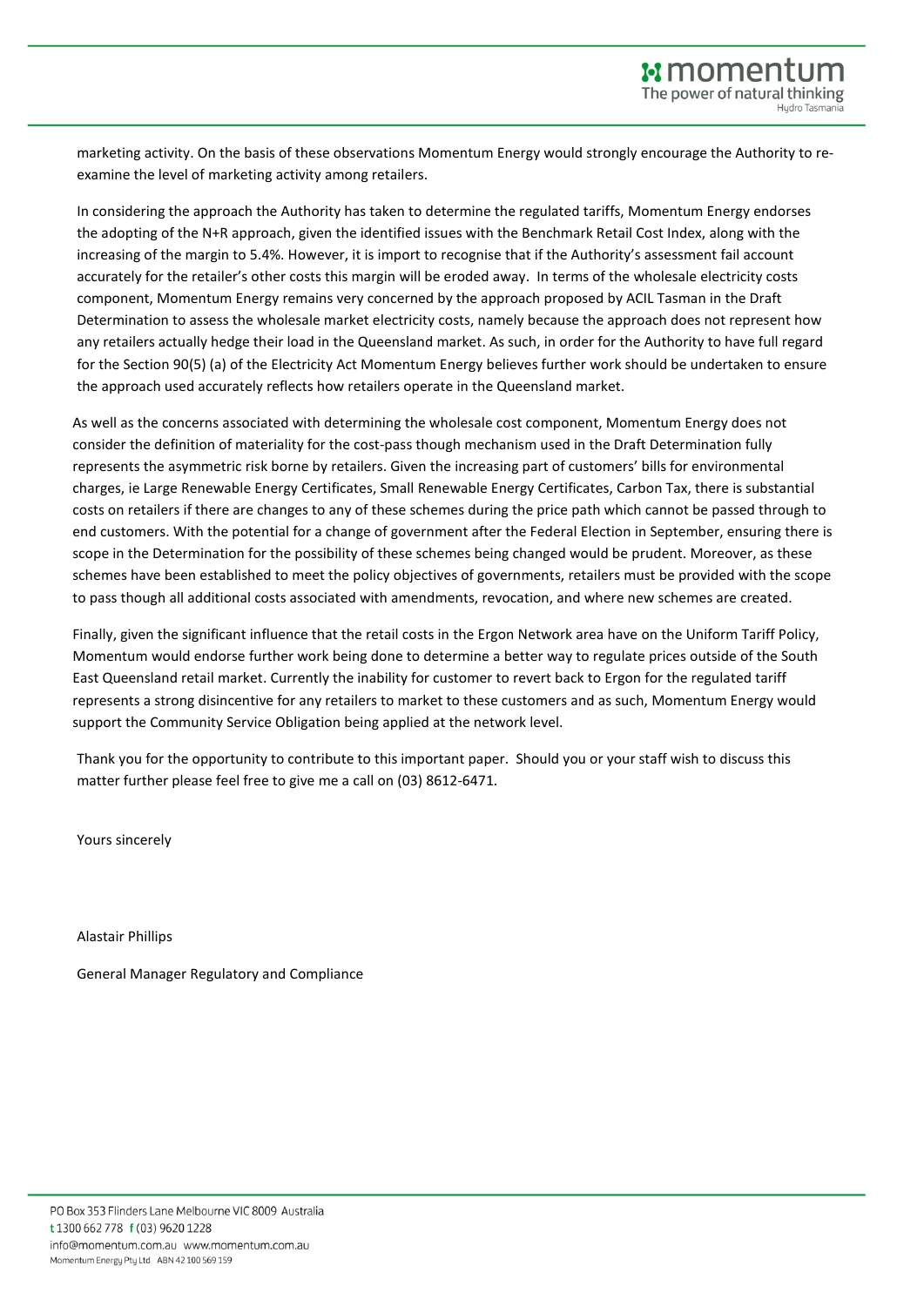marketing activity. On the basis of these observations Momentum Energy would strongly encourage the Authority to re-examine the level of marketing activity among retailers.

In considering the approach the Authority has taken to determine the regulated tariffs, Momentum Energy endorses the adopting of the N+R approach, given the identified issues with the Benchmark Retail Cost Index, along with the increasing of the margin to 5.4%. However, it is import to recognise that if the Authority's assessment fail account accurately for the retailer's other costs this margin will be eroded away. In terms of the wholesale electricity costs component, Momentum Energy remains very concerned by the approach proposed by ACIL Tasman in the Draft Determination to assess the wholesale market electricity costs, namely because the approach does not represent how any retailers actually hedge their load in the Queensland market. As such, in order for the Authority to have full regard for the Section 90(5) (a) of the Electricity Act Momentum Energy believes further work should be undertaken to ensure the approach used accurately reflects how retailers operate in the Queensland market.

As well as the concerns associated with determining the wholesale cost component, Momentum Energy does not consider the definition of materiality for the cost-pass though mechanism used in the Draft Determination fully represents the asymmetric risk borne by retailers. Given the increasing part of customers' bills for environmental charges, ie Large Renewable Energy Certificates, Small Renewable Energy Certificates, Carbon Tax, there is substantial costs on retailers if there are changes to any of these schemes during the price path which cannot be passed through to end customers. With the potential for a change of government after the Federal Election in September, ensuring there is scope in the Determination for the possibility of these schemes being changed would be prudent. Moreover, as these schemes have been established to meet the policy objectives of governments, retailers must be provided with the scope to pass though all additional costs associated with amendments, revocation, and where new schemes are created.

Finally, given the significant influence that the retail costs in the Ergon Network area have on the Uniform Tariff Policy, Momentum would endorse further work being done to determine a better way to regulate prices outside of the South East Queensland retail market. Currently the inability for customer to revert back to Ergon for the regulated tariff represents a strong disincentive for any retailers to market to these customers and as such, Momentum Energy would support the Community Service Obligation being applied at the network level.

Thank you for the opportunity to contribute to this important paper. Should you or your staff wish to discuss this matter further please feel free to give me a call on (03) 8612-6471.

Yours sincerely

Alastair Phillips

General Manager Regulatory and Compliance